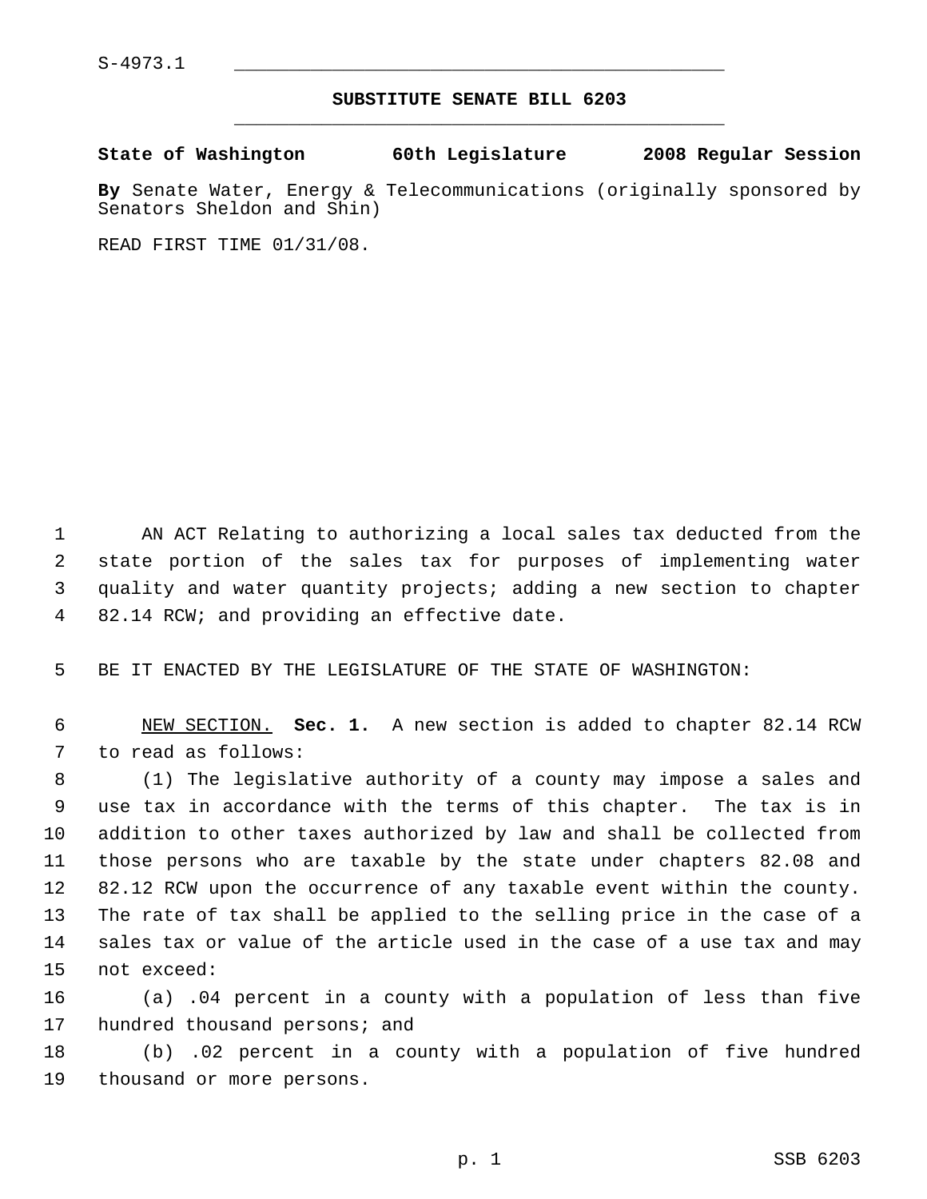S-4973.1

## SUBSTITUTE SENATE BILL 6203

**State of Washington 60th Legislature 2008 Regular Session**

**By** Senate Water, Energy & Telecommunications (originally sponsored by Senators Sheldon and Shin)

READ FIRST TIME 01/31/08.

AN ACT Relating to authorizing a local sales tax deducted from the state portion of the sales tax for purposes of implementing water quality and water quantity projects; adding a new section to chapter 82.14 RCW; and providing an effective date.

BE IT ENACTED BY THE LEGISLATURE OF THE STATE OF WASHINGTON:

NEW SECTION. **Sec. 1.** A new section is added to chapter 82.14 RCW to read as follows:

(1) The legislative authority of a county may impose a sales and use tax in accordance with the terms of this chapter. The tax is in addition to other taxes authorized by law and shall be collected from those persons who are taxable by the state under chapters 82.08 and 82.12 RCW upon the occurrence of any taxable event within the county. The rate of tax shall be applied to the selling price in the case of a sales tax or value of the article used in the case of a use tax and may not exceed:

(a) .04 percent in a county with a population of less than five hundred thousand persons; and

(b) .02 percent in a county with a population of five hundred thousand or more persons.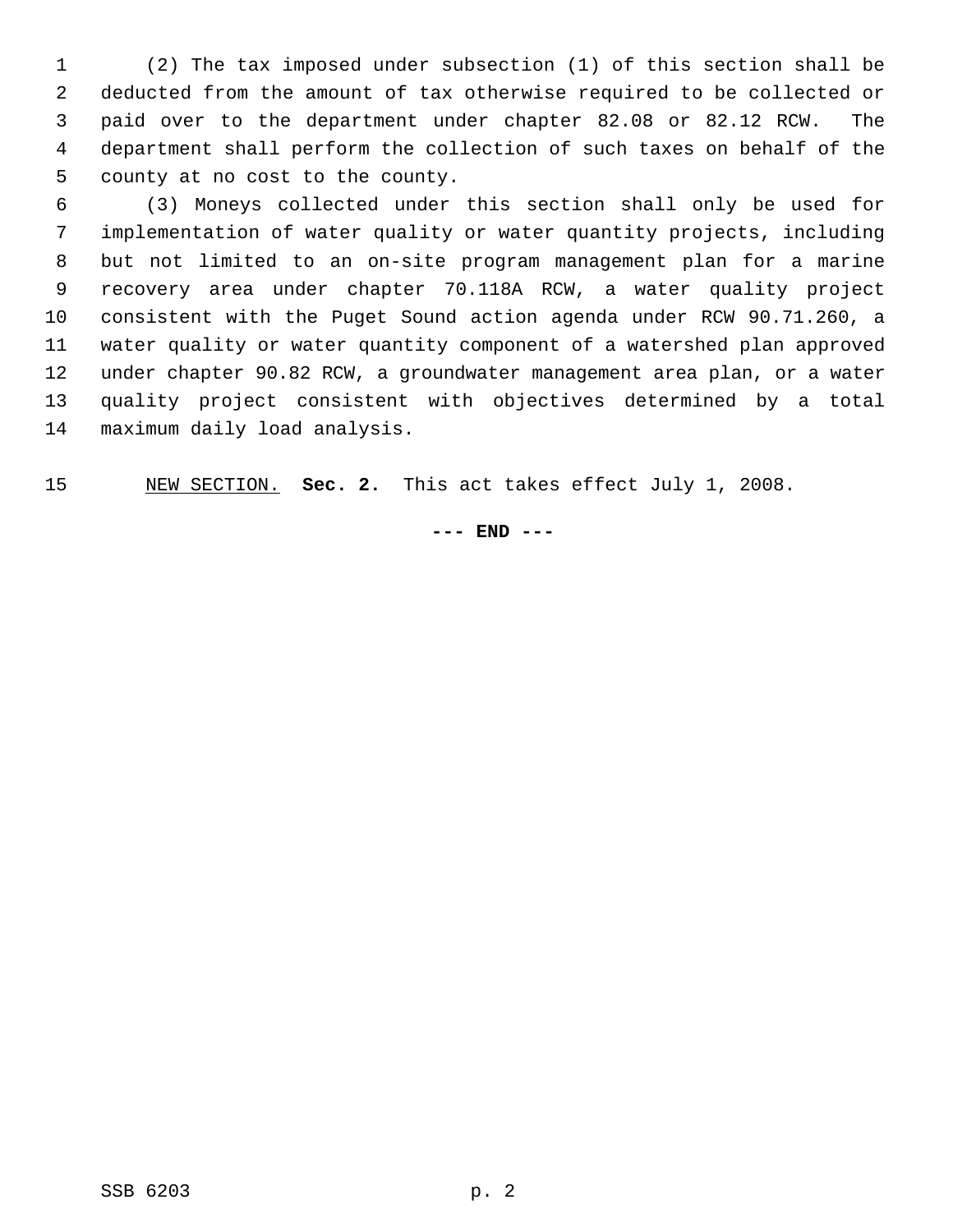(2) The tax imposed under subsection (1) of this section shall be deducted from the amount of tax otherwise required to be collected or paid over to the department under chapter 82.08 or 82.12 RCW. The department shall perform the collection of such taxes on behalf of the county at no cost to the county.

(3) Moneys collected under this section shall only be used for implementation of water quality or water quantity projects, including but not limited to an on-site program management plan for a marine recovery area under chapter 70.118A RCW, a water quality project consistent with the Puget Sound action agenda under RCW 90.71.260, a water quality or water quantity component of a watershed plan approved under chapter 90.82 RCW, a groundwater management area plan, or a water quality project consistent with objectives determined by a total maximum daily load analysis.

NEW SECTION. **Sec. 2.** This act takes effect July 1, 2008.

**--- END ---**